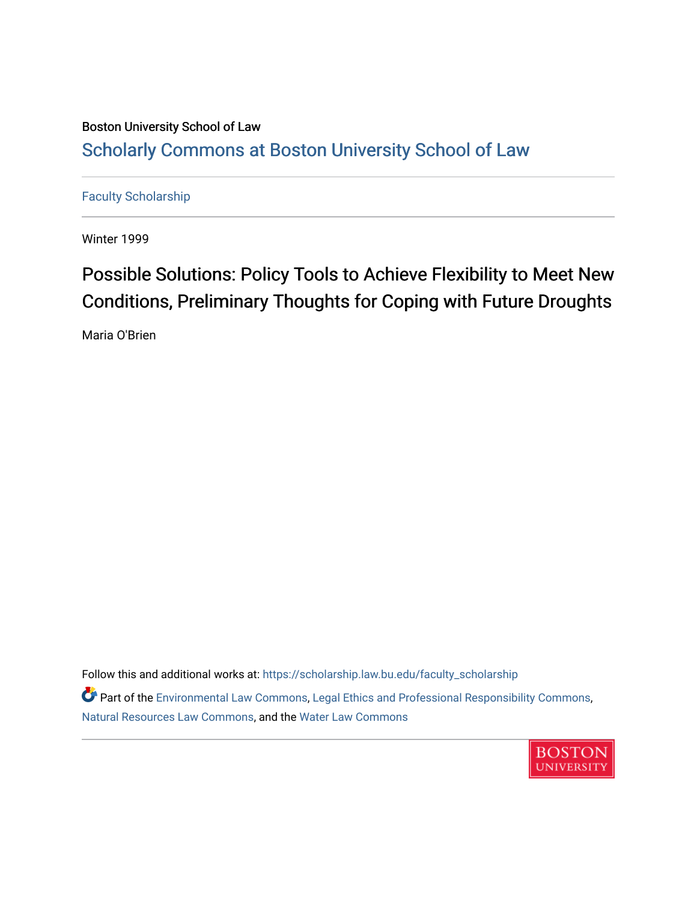Boston University School of Law

# Scholarly Commons at Boston University School of Law

Faculty Scholarship

Winter 1999

## Possible Solutions: Policy Tools to Achieve Flexibility to Meet New Conditions, Preliminary Thoughts for Coping with Future Droughts

Maria O'Brien

Follow this and additional works at: https://scholarship.law.bu.edu/faculty_scholarship

Part of the Environmental Law Commons, Legal Ethics and Professional Responsibility Commons, Natural Resources Law Commons, and the Water Law Commons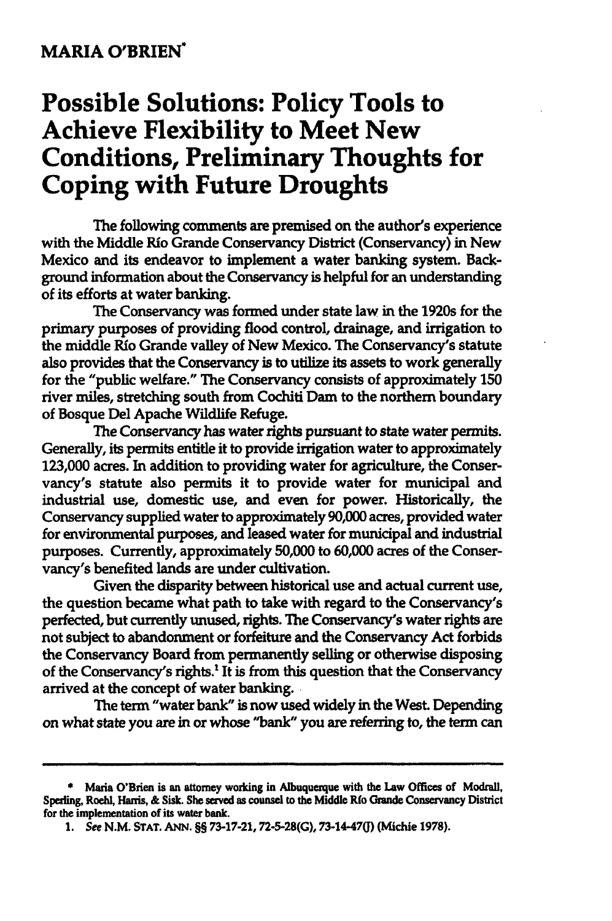MARIA O'BRIEN*

# Possible Solutions: Policy Tools to Achieve Flexibility to Meet New Conditions, Preliminary Thoughts for Coping with Future Droughts

The following comments are premised on the author's experience with the Middle Río Grande Conservancy District (Conservancy) in New Mexico and its endeavor to implement a water banking system. Background information about the Conservancy is helpful for an understanding of its efforts at water banking.

The Conservancy was formed under state law in the 1920s for the primary purposes of providing flood control, drainage, and irrigation to the middle Río Grande valley of New Mexico. The Conservancy's statute also provides that the Conservancy is to utilize its assets to work generally for the "public welfare." The Conservancy consists of approximately 150 river miles, stretching south from Cochiti Dam to the northern boundary of Bosque Del Apache Wildlife Refuge.

The Conservancy has water rights pursuant to state water permits. Generally, its permits entitle it to provide irrigation water to approximately 123,000 acres. In addition to providing water for agriculture, the Conservancy's statute also permits it to provide water for municipal and industrial use, domestic use, and even for power. Historically, the Conservancy supplied water to approximately 90,000 acres, provided water for environmental purposes, and leased water for municipal and industrial purposes. Currently, approximately 50,000 to 60,000 acres of the Conservancy's benefited lands are under cultivation.

Given the disparity between historical use and actual current use, the question became what path to take with regard to the Conservancy's perfected, but currently unused, rights. The Conservancy's water rights are not subject to abandonment or forfeiture and the Conservancy Act forbids the Conservancy Board from permanently selling or otherwise disposing of the Conservancy's rights.[1] It is from this question that the Conservancy arrived at the concept of water banking.

The term "water bank" is now used widely in the West. Depending on what state you are in or whose "bank" you are referring to, the term can

---

\* Maria O'Brien is an attorney working in Albuquerque with the Law Offices of Modrall, Sperling, Roehl, Harris, & Sisk. She served as counsel to the Middle Río Grande Conservancy District for the implementation of its water bank.

1. *See* N.M. STAT. ANN. §§ 73-17-21, 72-5-28(G), 73-14-47(J) (Michie 1978).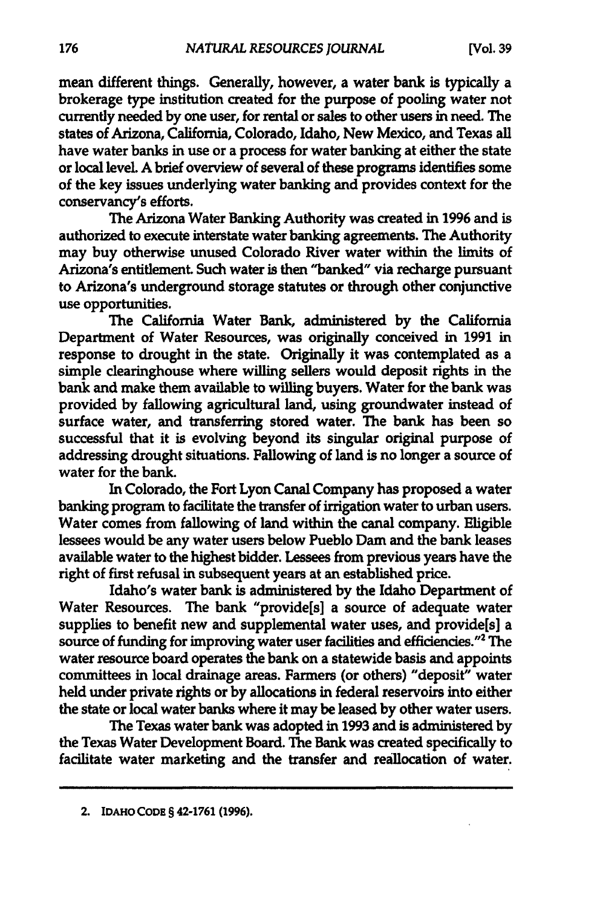mean different things. Generally, however, a water bank is typically a brokerage type institution created for the purpose of pooling water not currently needed by one user, for rental or sales to other users in need. The states of Arizona, California, Colorado, Idaho, New Mexico, and Texas all have water banks in use or a process for water banking at either the state or local level. A brief overview of several of these programs identifies some of the key issues underlying water banking and provides context for the conservancy's efforts.

The Arizona Water Banking Authority was created in 1996 and is authorized to execute interstate water banking agreements. The Authority may buy otherwise unused Colorado River water within the limits of Arizona's entitlement. Such water is then "banked" via recharge pursuant to Arizona's underground storage statutes or through other conjunctive use opportunities.

The California Water Bank, administered by the California Department of Water Resources, was originally conceived in 1991 in response to drought in the state. Originally it was contemplated as a simple clearinghouse where willing sellers would deposit rights in the bank and make them available to willing buyers. Water for the bank was provided by fallowing agricultural land, using groundwater instead of surface water, and transferring stored water. The bank has been so successful that it is evolving beyond its singular original purpose of addressing drought situations. Fallowing of land is no longer a source of water for the bank.

In Colorado, the Fort Lyon Canal Company has proposed a water banking program to facilitate the transfer of irrigation water to urban users. Water comes from fallowing of land within the canal company. Eligible lessees would be any water users below Pueblo Dam and the bank leases available water to the highest bidder. Lessees from previous years have the right of first refusal in subsequent years at an established price.

Idaho's water bank is administered by the Idaho Department of Water Resources. The bank "provide[s] a source of adequate water supplies to benefit new and supplemental water uses, and provide[s] a source of funding for improving water user facilities and efficiencies."[2] The water resource board operates the bank on a statewide basis and appoints committees in local drainage areas. Farmers (or others) "deposit" water held under private rights or by allocations in federal reservoirs into either the state or local water banks where it may be leased by other water users.

The Texas water bank was adopted in 1993 and is administered by the Texas Water Development Board. The Bank was created specifically to facilitate water marketing and the transfer and reallocation of water.

---

2. IDAHO CODE § 42-1761 (1996).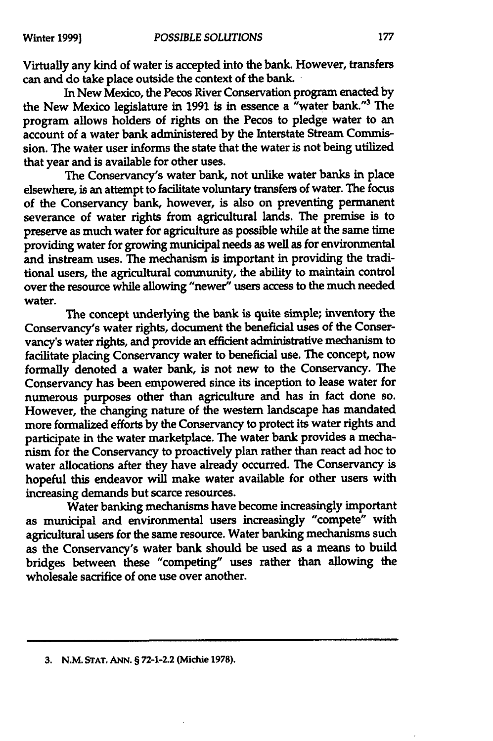Virtually any kind of water is accepted into the bank. However, transfers can and do take place outside the context of the bank.

In New Mexico, the Pecos River Conservation program enacted by the New Mexico legislature in 1991 is in essence a "water bank."[3] The program allows holders of rights on the Pecos to pledge water to an account of a water bank administered by the Interstate Stream Commission. The water user informs the state that the water is not being utilized that year and is available for other uses.

The Conservancy's water bank, not unlike water banks in place elsewhere, is an attempt to facilitate voluntary transfers of water. The focus of the Conservancy bank, however, is also on preventing permanent severance of water rights from agricultural lands. The premise is to preserve as much water for agriculture as possible while at the same time providing water for growing municipal needs as well as for environmental and instream uses. The mechanism is important in providing the traditional users, the agricultural community, the ability to maintain control over the resource while allowing "newer" users access to the much needed water.

The concept underlying the bank is quite simple; inventory the Conservancy's water rights, document the beneficial uses of the Conservancy's water rights, and provide an efficient administrative mechanism to facilitate placing Conservancy water to beneficial use. The concept, now formally denoted a water bank, is not new to the Conservancy. The Conservancy has been empowered since its inception to lease water for numerous purposes other than agriculture and has in fact done so. However, the changing nature of the western landscape has mandated more formalized efforts by the Conservancy to protect its water rights and participate in the water marketplace. The water bank provides a mechanism for the Conservancy to proactively plan rather than react ad hoc to water allocations after they have already occurred. The Conservancy is hopeful this endeavor will make water available for other users with increasing demands but scarce resources.

Water banking mechanisms have become increasingly important as municipal and environmental users increasingly "compete" with agricultural users for the same resource. Water banking mechanisms such as the Conservancy's water bank should be used as a means to build bridges between these "competing" uses rather than allowing the wholesale sacrifice of one use over another.

---

3. N.M. STAT. ANN. § 72-1-2.2 (Michie 1978).